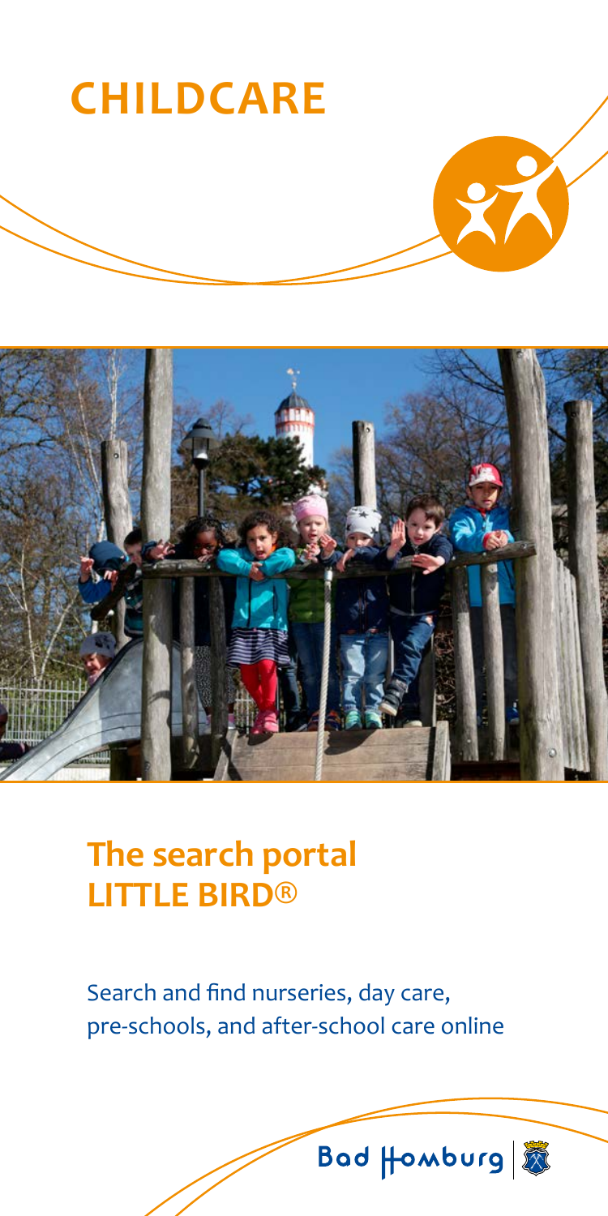# CHILDCARE

## The search portal LITTLE BIRD®

Search and find nurseries, day care, pre-schools, and after-school care online

Bad Homburg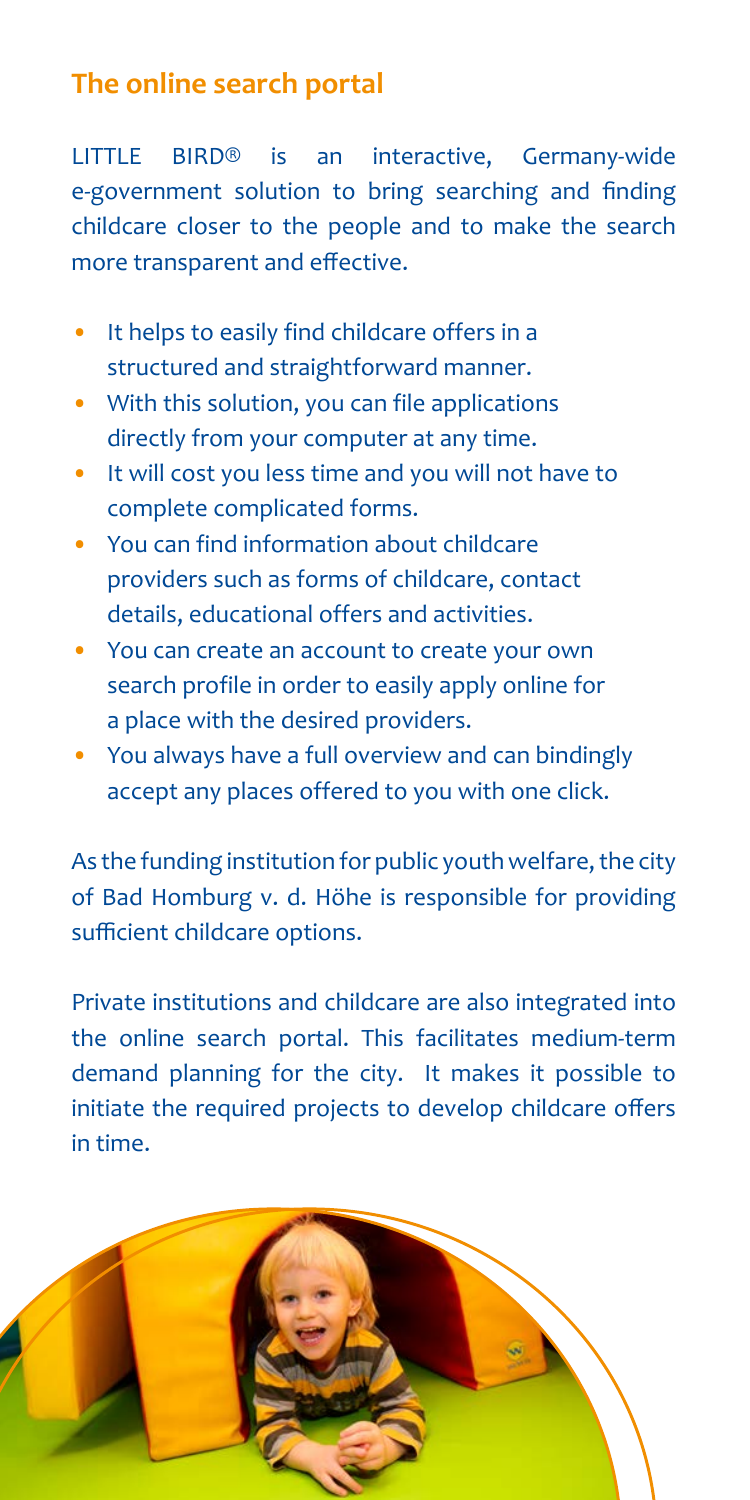## The online search portal

LITTLE BIRD® is an interactive, Germany-wide e-government solution to bring searching and finding childcare closer to the people and to make the search more transparent and effective.

- It helps to easily find childcare offers in a structured and straightforward manner.
- With this solution, you can file applications directly from your computer at any time.
- It will cost you less time and you will not have to complete complicated forms.
- You can find information about childcare providers such as forms of childcare, contact details, educational offers and activities.
- You can create an account to create your own search profile in order to easily apply online for a place with the desired providers.
- You always have a full overview and can bindingly accept any places offered to you with one click.

As the funding institution for public youth welfare, the city of Bad Homburg v. d. Höhe is responsible for providing sufficient childcare options.

Private institutions and childcare are also integrated into the online search portal. This facilitates medium-term demand planning for the city. It makes it possible to initiate the required projects to develop childcare offers in time.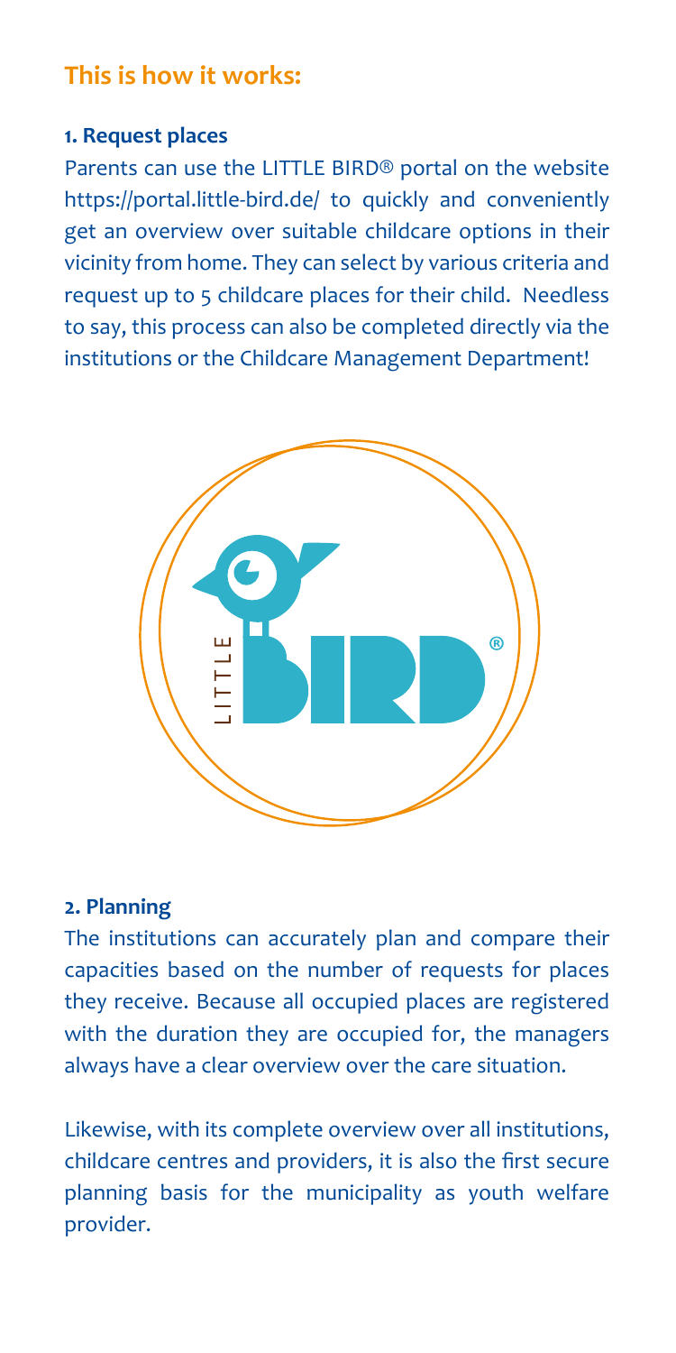## This is how it works:

### 1. Request places

Parents can use the LITTLE BIRD® portal on the website https://portal.little-bird.de/ to quickly and conveniently get an overview over suitable childcare options in their vicinity from home. They can select by various criteria and request up to 5 childcare places for their child. Needless to say, this process can also be completed directly via the institutions or the Childcare Management Department!

### 2. Planning

The institutions can accurately plan and compare their capacities based on the number of requests for places they receive. Because all occupied places are registered with the duration they are occupied for, the managers always have a clear overview over the care situation.

Likewise, with its complete overview over all institutions, childcare centres and providers, it is also the first secure planning basis for the municipality as youth welfare provider.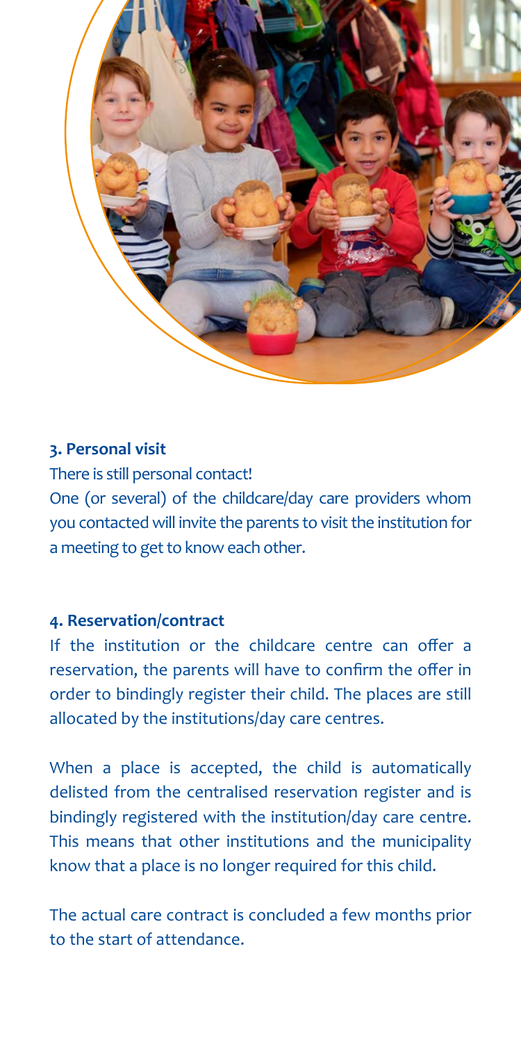### 3. Personal visit

There is still personal contact!

One (or several) of the childcare/day care providers whom you contacted will invite the parents to visit the institution for a meeting to get to know each other.

### 4. Reservation/contract

If the institution or the childcare centre can offer a reservation, the parents will have to confirm the offer in order to bindingly register their child. The places are still allocated by the institutions/day care centres.

When a place is accepted, the child is automatically delisted from the centralised reservation register and is bindingly registered with the institution/day care centre. This means that other institutions and the municipality know that a place is no longer required for this child.

The actual care contract is concluded a few months prior to the start of attendance.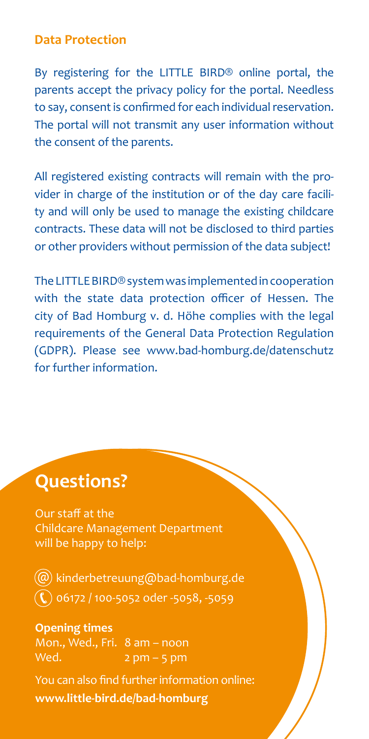## Data Protection

By registering for the LITTLE BIRD® online portal, the parents accept the privacy policy for the portal. Needless to say, consent is confirmed for each individual reservation. The portal will not transmit any user information without the consent of the parents.

All registered existing contracts will remain with the provider in charge of the institution or of the day care facility and will only be used to manage the existing childcare contracts. These data will not be disclosed to third parties or other providers without permission of the data subject!

The LITTLE BIRD® system was implemented in cooperation with the state data protection officer of Hessen. The city of Bad Homburg v. d. Höhe complies with the legal requirements of the General Data Protection Regulation (GDPR). Please see www.bad-homburg.de/datenschutz for further information.

# Questions?

Our staff at the Childcare Management Department will be happy to help:

kinderbetreuung@bad-homburg.de

06172 / 100-5052 oder -5058, -5059

**Opening times**

| | |
|---|---|
| Mon., Wed., Fri. | 8 am – noon |
| Wed. | 2 pm – 5 pm |

You can also find further information online:
**www.little-bird.de/bad-homburg**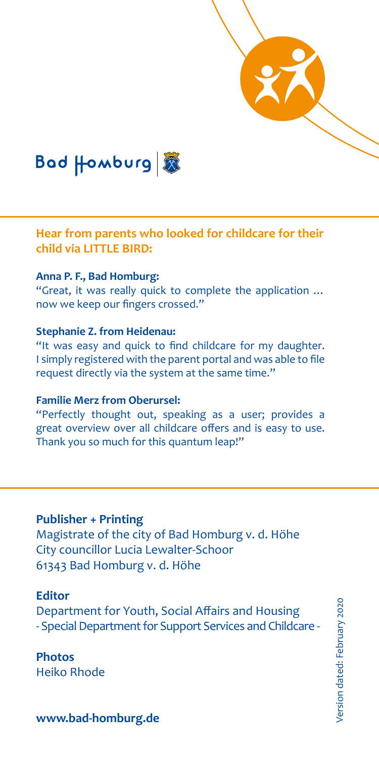Bad Homburg

## Hear from parents who looked for childcare for their child via LITTLE BIRD:

**Anna P. F., Bad Homburg:**
"Great, it was really quick to complete the application … now we keep our fingers crossed."

**Stephanie Z. from Heidenau:**
"It was easy and quick to find childcare for my daughter. I simply registered with the parent portal and was able to file request directly via the system at the same time."

**Familie Merz from Oberursel:**
"Perfectly thought out, speaking as a user; provides a great overview over all childcare offers and is easy to use. Thank you so much for this quantum leap!"

**Publisher + Printing**
Magistrate of the city of Bad Homburg v. d. Höhe
City councillor Lucia Lewalter-Schoor
61343 Bad Homburg v. d. Höhe

**Editor**
Department for Youth, Social Affairs and Housing
- Special Department for Support Services and Childcare -

**Photos**
Heiko Rhode

**www.bad-homburg.de**

Version dated: February 2020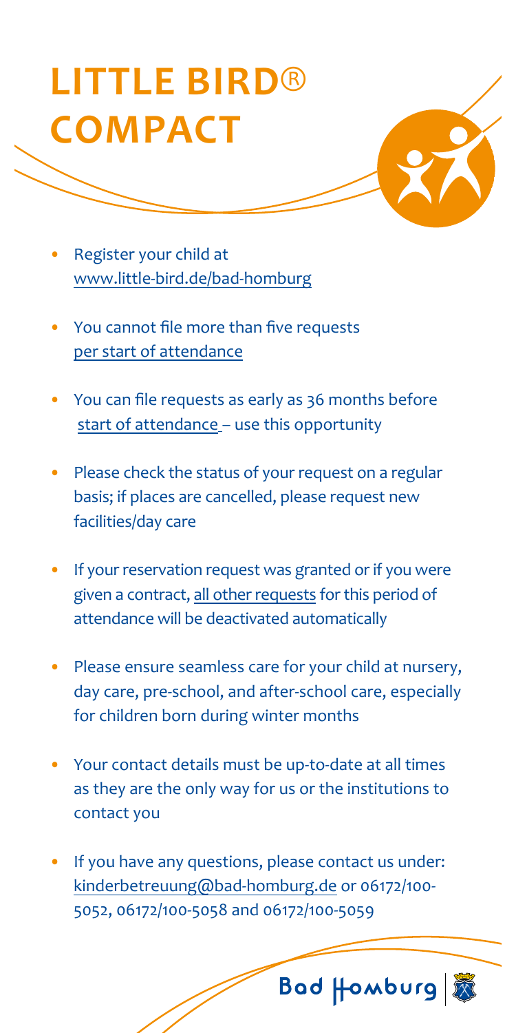# LITTLE BIRD® COMPACT

- Register your child at www.little-bird.de/bad-homburg
- You cannot file more than five requests per start of attendance
- You can file requests as early as 36 months before start of attendance – use this opportunity
- Please check the status of your request on a regular basis; if places are cancelled, please request new facilities/day care
- If your reservation request was granted or if you were given a contract, all other requests for this period of attendance will be deactivated automatically
- Please ensure seamless care for your child at nursery, day care, pre-school, and after-school care, especially for children born during winter months
- Your contact details must be up-to-date at all times as they are the only way for us or the institutions to contact you
- If you have any questions, please contact us under: kinderbetreuung@bad-homburg.de or 06172/100-5052, 06172/100-5058 and 06172/100-5059

Bad Homburg